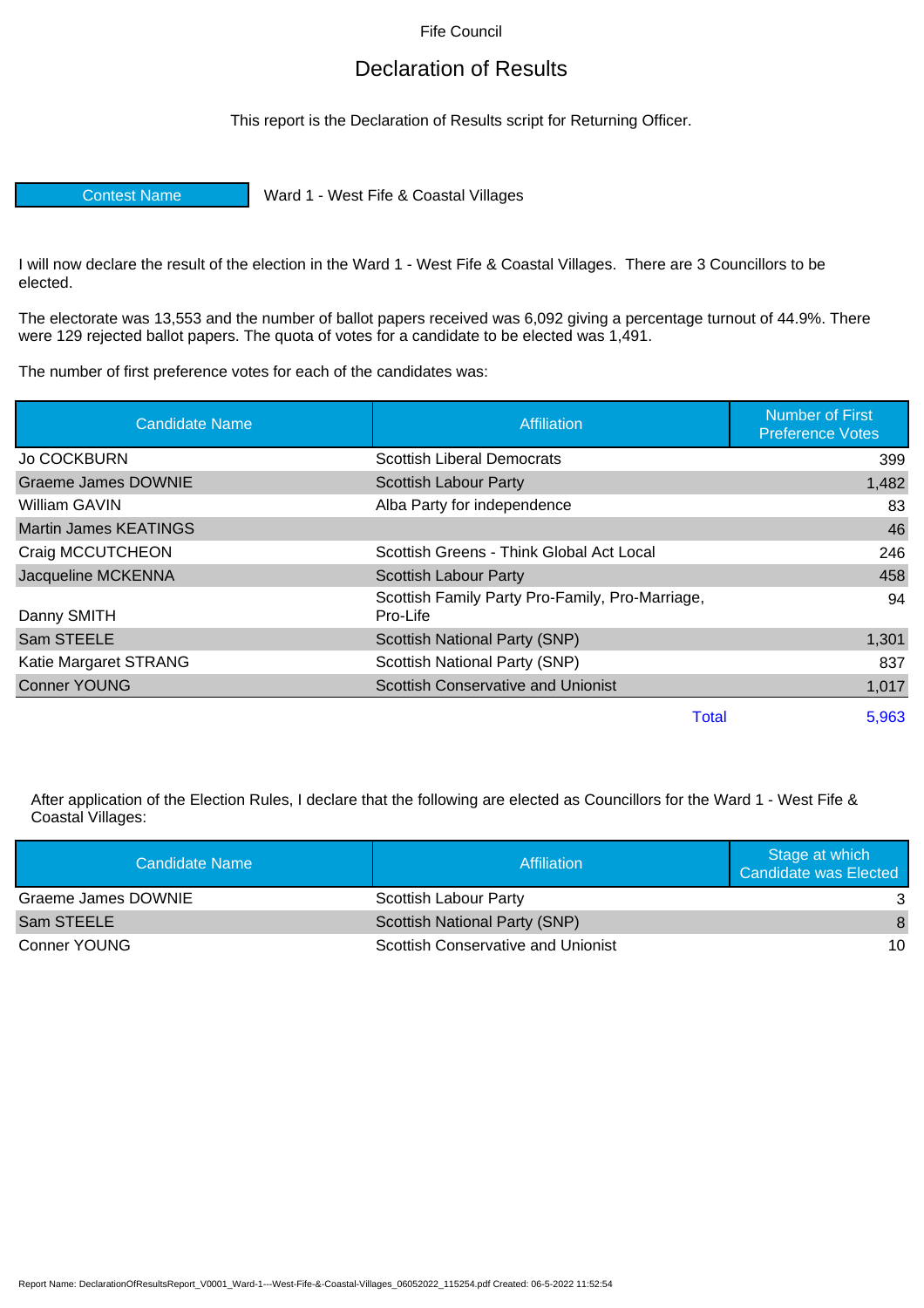Fife Council

# Declaration of Results

This report is the Declaration of Results script for Returning Officer.

| Contest Name | Ward 1 - West Fife & Coastal Villages |
|---|---|

I will now declare the result of the election in the Ward 1 - West Fife & Coastal Villages. There are 3 Councillors to be elected.

The electorate was 13,553 and the number of ballot papers received was 6,092 giving a percentage turnout of 44.9%. There were 129 rejected ballot papers. The quota of votes for a candidate to be elected was 1,491.

The number of first preference votes for each of the candidates was:

| Candidate Name | Affiliation | Number of First Preference Votes |
|---|---|---|
| Jo COCKBURN | Scottish Liberal Democrats | 399 |
| Graeme James DOWNIE | Scottish Labour Party | 1,482 |
| William GAVIN | Alba Party for independence | 83 |
| Martin James KEATINGS | | 46 |
| Craig MCCUTCHEON | Scottish Greens - Think Global Act Local | 246 |
| Jacqueline MCKENNA | Scottish Labour Party | 458 |
| Danny SMITH | Scottish Family Party Pro-Family, Pro-Marriage, Pro-Life | 94 |
| Sam STEELE | Scottish National Party (SNP) | 1,301 |
| Katie Margaret STRANG | Scottish National Party (SNP) | 837 |
| Conner YOUNG | Scottish Conservative and Unionist | 1,017 |
| | Total | 5,963 |

After application of the Election Rules, I declare that the following are elected as Councillors for the Ward 1 - West Fife & Coastal Villages:

| Candidate Name | Affiliation | Stage at which Candidate was Elected |
|---|---|---|
| Graeme James DOWNIE | Scottish Labour Party | 3 |
| Sam STEELE | Scottish National Party (SNP) | 8 |
| Conner YOUNG | Scottish Conservative and Unionist | 10 |

Report Name: DeclarationOfResultsReport_V0001_Ward-1---West-Fife-&-Coastal-Villages_06052022_115254.pdf Created: 06-5-2022 11:52:54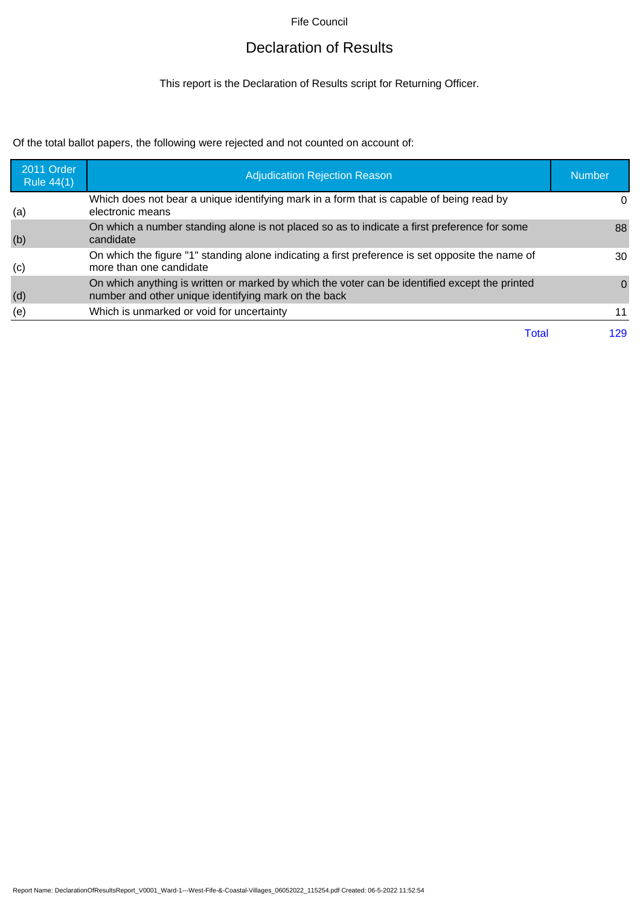Fife Council

# Declaration of Results

This report is the Declaration of Results script for Returning Officer.

Of the total ballot papers, the following were rejected and not counted on account of:

| 2011 Order Rule 44(1) | Adjudication Rejection Reason | Number |
|---|---|---|
| (a) | Which does not bear a unique identifying mark in a form that is capable of being read by electronic means | 0 |
| (b) | On which a number standing alone is not placed so as to indicate a first preference for some candidate | 88 |
| (c) | On which the figure "1" standing alone indicating a first preference is set opposite the name of more than one candidate | 30 |
| (d) | On which anything is written or marked by which the voter can be identified except the printed number and other unique identifying mark on the back | 0 |
| (e) | Which is unmarked or void for uncertainty | 11 |
| | Total | 129 |

Report Name: DeclarationOfResultsReport_V0001_Ward-1---West-Fife-&-Coastal-Villages_06052022_115254.pdf Created: 06-5-2022 11:52:54